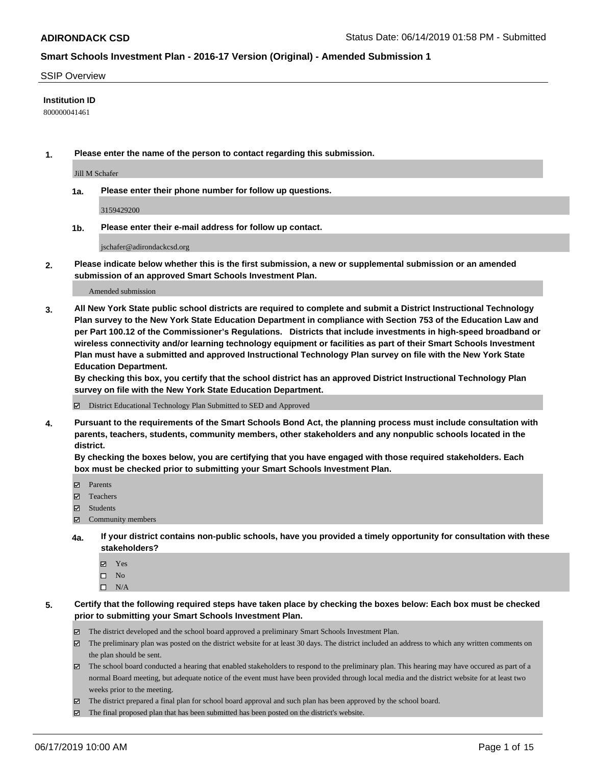**ADIRONDACK CSD** Status Date: 06/14/2019 01:58 PM - Submitted

## Smart Schools Investment Plan - 2016-17 Version (Original) - Amended Submission 1

SSIP Overview

**Institution ID**

800000041461

**1. Please enter the name of the person to contact regarding this submission.**

Jill M Schafer

**1a. Please enter their phone number for follow up questions.**

3159429200

**1b. Please enter their e-mail address for follow up contact.**

jschafer@adirondackcsd.org

**2. Please indicate below whether this is the first submission, a new or supplemental submission or an amended submission of an approved Smart Schools Investment Plan.**

Amended submission

**3. All New York State public school districts are required to complete and submit a District Instructional Technology Plan survey to the New York State Education Department in compliance with Section 753 of the Education Law and per Part 100.12 of the Commissioner's Regulations. Districts that include investments in high-speed broadband or wireless connectivity and/or learning technology equipment or facilities as part of their Smart Schools Investment Plan must have a submitted and approved Instructional Technology Plan survey on file with the New York State Education Department.**

**By checking this box, you certify that the school district has an approved District Instructional Technology Plan survey on file with the New York State Education Department.**

- [x] District Educational Technology Plan Submitted to SED and Approved

**4. Pursuant to the requirements of the Smart Schools Bond Act, the planning process must include consultation with parents, teachers, students, community members, other stakeholders and any nonpublic schools located in the district.**

**By checking the boxes below, you are certifying that you have engaged with those required stakeholders. Each box must be checked prior to submitting your Smart Schools Investment Plan.**

- [x] Parents
- [x] Teachers
- [x] Students
- [x] Community members

**4a. If your district contains non-public schools, have you provided a timely opportunity for consultation with these stakeholders?**

- [x] Yes
- [ ] No
- [ ] N/A

**5. Certify that the following required steps have taken place by checking the boxes below: Each box must be checked prior to submitting your Smart Schools Investment Plan.**

- [x] The district developed and the school board approved a preliminary Smart Schools Investment Plan.
- [x] The preliminary plan was posted on the district website for at least 30 days. The district included an address to which any written comments on the plan should be sent.
- [x] The school board conducted a hearing that enabled stakeholders to respond to the preliminary plan. This hearing may have occured as part of a normal Board meeting, but adequate notice of the event must have been provided through local media and the district website for at least two weeks prior to the meeting.
- [x] The district prepared a final plan for school board approval and such plan has been approved by the school board.
- [x] The final proposed plan that has been submitted has been posted on the district's website.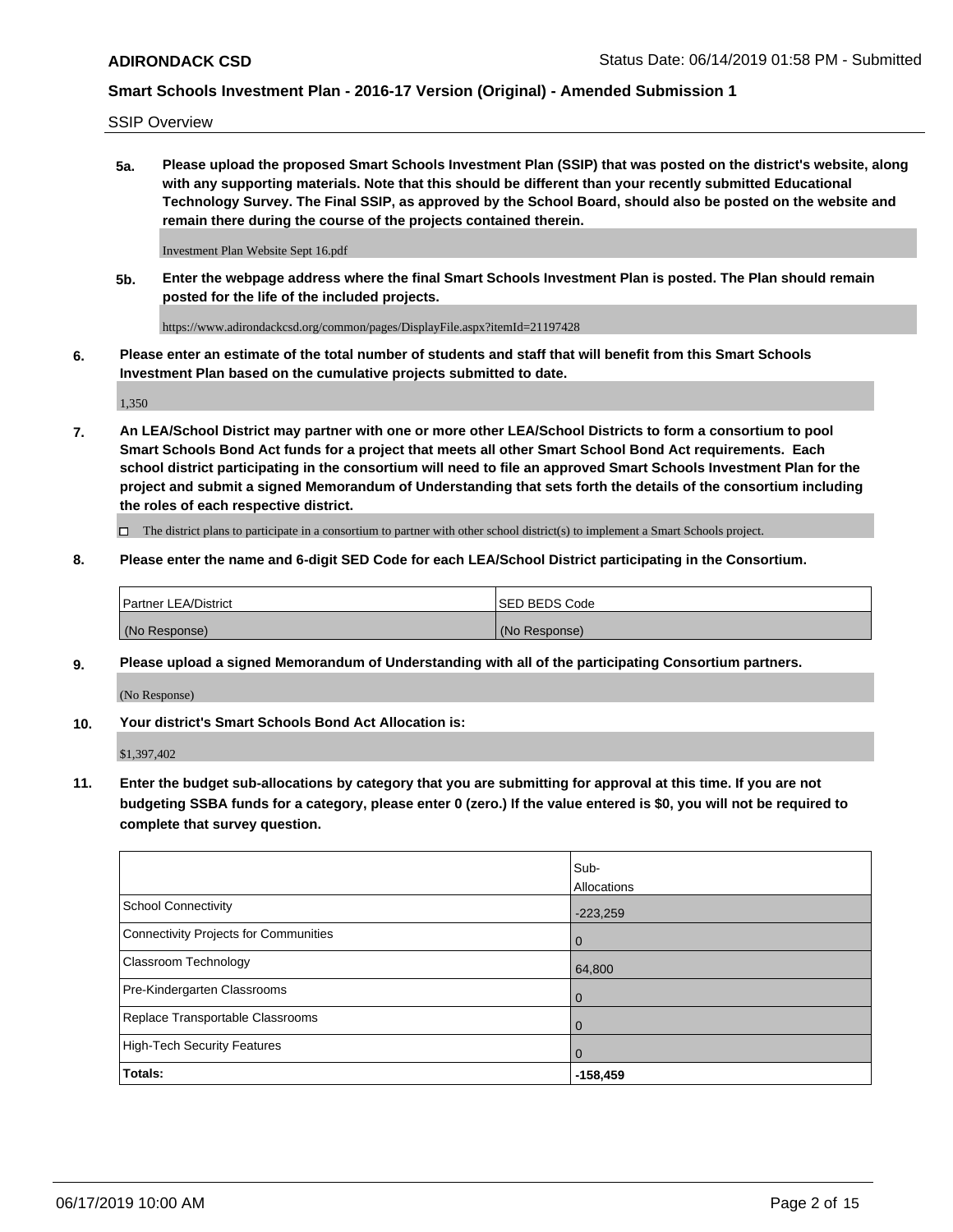SSIP Overview

**5a. Please upload the proposed Smart Schools Investment Plan (SSIP) that was posted on the district's website, along with any supporting materials. Note that this should be different than your recently submitted Educational Technology Survey. The Final SSIP, as approved by the School Board, should also be posted on the website and remain there during the course of the projects contained therein.**

Investment Plan Website Sept 16.pdf

**5b. Enter the webpage address where the final Smart Schools Investment Plan is posted. The Plan should remain posted for the life of the included projects.**

https://www.adirondackcsd.org/common/pages/DisplayFile.aspx?itemId=21197428

**6. Please enter an estimate of the total number of students and staff that will benefit from this Smart Schools Investment Plan based on the cumulative projects submitted to date.**

1,350

**7. An LEA/School District may partner with one or more other LEA/School Districts to form a consortium to pool Smart Schools Bond Act funds for a project that meets all other Smart School Bond Act requirements. Each school district participating in the consortium will need to file an approved Smart Schools Investment Plan for the project and submit a signed Memorandum of Understanding that sets forth the details of the consortium including the roles of each respective district.**

☐ The district plans to participate in a consortium to partner with other school district(s) to implement a Smart Schools project.

**8. Please enter the name and 6-digit SED Code for each LEA/School District participating in the Consortium.**

| Partner LEA/District | SED BEDS Code |
|---|---|
| (No Response) | (No Response) |

**9. Please upload a signed Memorandum of Understanding with all of the participating Consortium partners.**

(No Response)

**10. Your district's Smart Schools Bond Act Allocation is:**

$1,397,402

**11. Enter the budget sub-allocations by category that you are submitting for approval at this time. If you are not budgeting SSBA funds for a category, please enter 0 (zero.) If the value entered is $0, you will not be required to complete that survey question.**

| | Sub-Allocations |
|---|---|
| School Connectivity | -223,259 |
| Connectivity Projects for Communities | 0 |
| Classroom Technology | 64,800 |
| Pre-Kindergarten Classrooms | 0 |
| Replace Transportable Classrooms | 0 |
| High-Tech Security Features | 0 |
| **Totals:** | **-158,459** |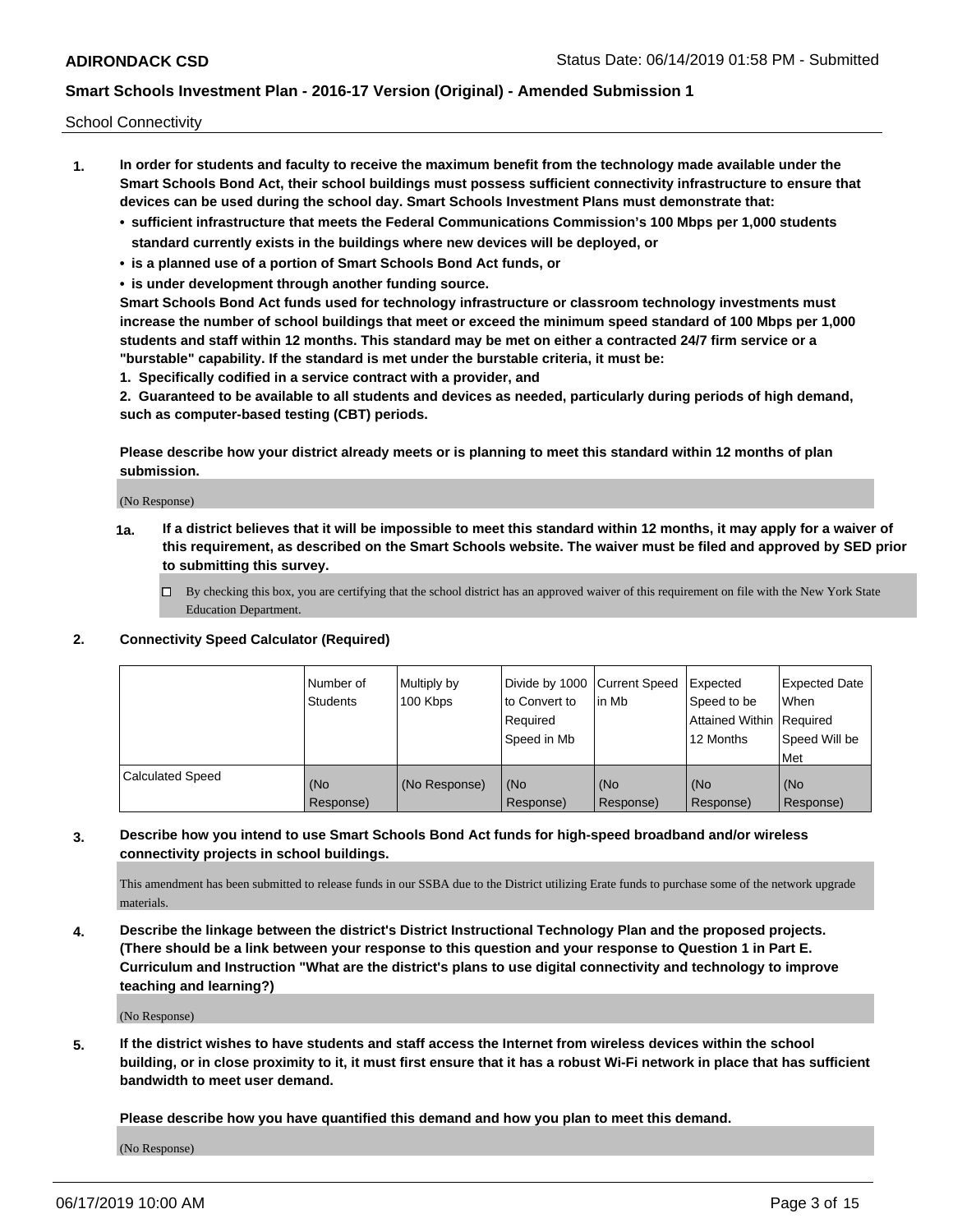School Connectivity

1. **In order for students and faculty to receive the maximum benefit from the technology made available under the Smart Schools Bond Act, their school buildings must possess sufficient connectivity infrastructure to ensure that devices can be used during the school day. Smart Schools Investment Plans must demonstrate that:**
   - **sufficient infrastructure that meets the Federal Communications Commission's 100 Mbps per 1,000 students standard currently exists in the buildings where new devices will be deployed, or**
   - **is a planned use of a portion of Smart Schools Bond Act funds, or**
   - **is under development through another funding source.**

   **Smart Schools Bond Act funds used for technology infrastructure or classroom technology investments must increase the number of school buildings that meet or exceed the minimum speed standard of 100 Mbps per 1,000 students and staff within 12 months. This standard may be met on either a contracted 24/7 firm service or a "burstable" capability. If the standard is met under the burstable criteria, it must be:**

   **1. Specifically codified in a service contract with a provider, and**

   **2. Guaranteed to be available to all students and devices as needed, particularly during periods of high demand, such as computer-based testing (CBT) periods.**

   **Please describe how your district already meets or is planning to meet this standard within 12 months of plan submission.**

   (No Response)

   **1a. If a district believes that it will be impossible to meet this standard within 12 months, it may apply for a waiver of this requirement, as described on the Smart Schools website. The waiver must be filed and approved by SED prior to submitting this survey.**

   ☐ By checking this box, you are certifying that the school district has an approved waiver of this requirement on file with the New York State Education Department.

2. **Connectivity Speed Calculator (Required)**

| | Number of Students | Multiply by 100 Kbps | Divide by 1000 to Convert to Required Speed in Mb | Current Speed in Mb | Expected Speed to be Attained Within 12 Months | Expected Date When Required Speed Will be Met |
|---|---|---|---|---|---|---|
| Calculated Speed | (No Response) | (No Response) | (No Response) | (No Response) | (No Response) | (No Response) |

3. **Describe how you intend to use Smart Schools Bond Act funds for high-speed broadband and/or wireless connectivity projects in school buildings.**

   This amendment has been submitted to release funds in our SSBA due to the District utilizing Erate funds to purchase some of the network upgrade materials.

4. **Describe the linkage between the district's District Instructional Technology Plan and the proposed projects. (There should be a link between your response to this question and your response to Question 1 in Part E. Curriculum and Instruction "What are the district's plans to use digital connectivity and technology to improve teaching and learning?)**

   (No Response)

5. **If the district wishes to have students and staff access the Internet from wireless devices within the school building, or in close proximity to it, it must first ensure that it has a robust Wi-Fi network in place that has sufficient bandwidth to meet user demand.**

   **Please describe how you have quantified this demand and how you plan to meet this demand.**

   (No Response)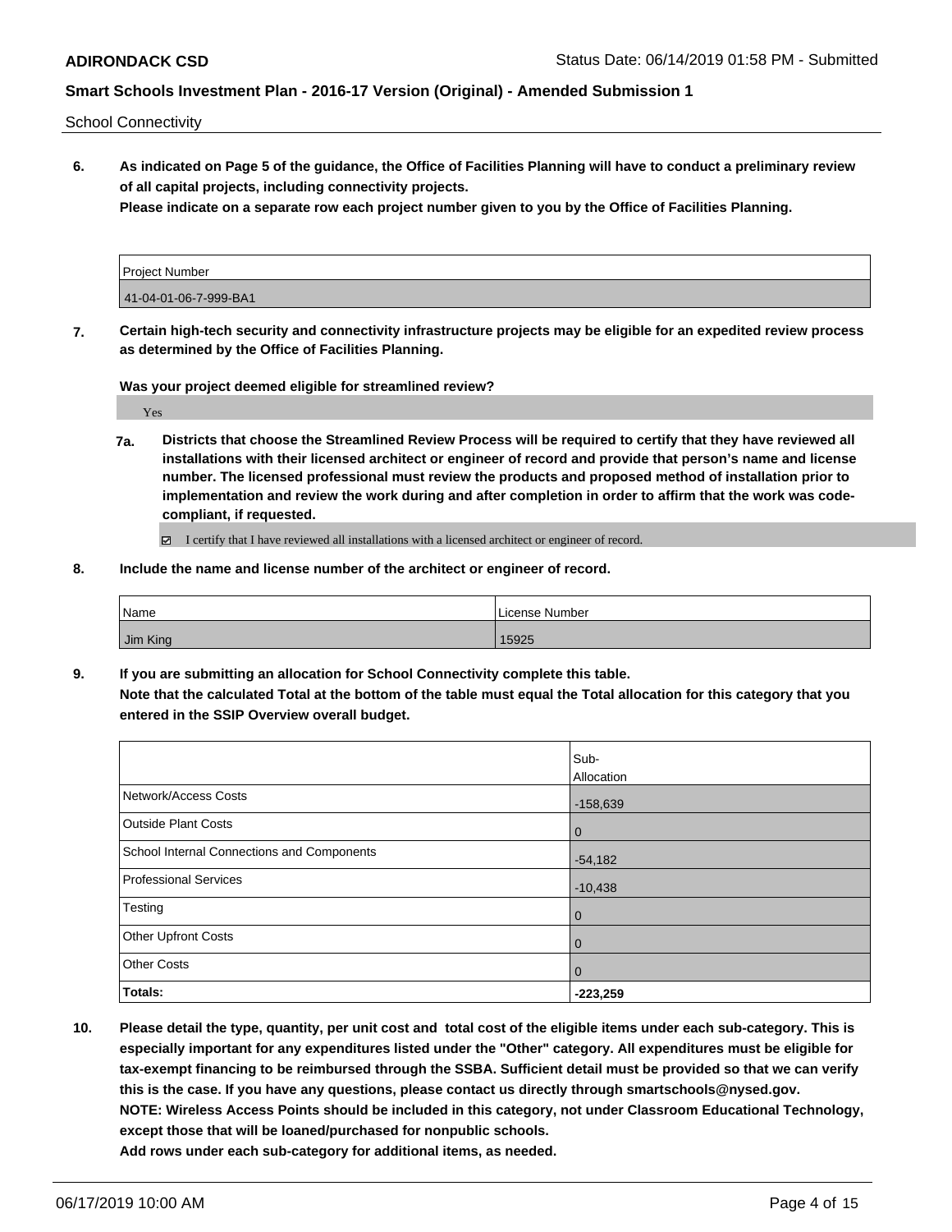School Connectivity

**6. As indicated on Page 5 of the guidance, the Office of Facilities Planning will have to conduct a preliminary review of all capital projects, including connectivity projects.**
**Please indicate on a separate row each project number given to you by the Office of Facilities Planning.**

| Project Number |
|---|
| 41-04-01-06-7-999-BA1 |

**7. Certain high-tech security and connectivity infrastructure projects may be eligible for an expedited review process as determined by the Office of Facilities Planning.**

**Was your project deemed eligible for streamlined review?**

Yes

**7a. Districts that choose the Streamlined Review Process will be required to certify that they have reviewed all installations with their licensed architect or engineer of record and provide that person's name and license number. The licensed professional must review the products and proposed method of installation prior to implementation and review the work during and after completion in order to affirm that the work was code-compliant, if requested.**

☑ I certify that I have reviewed all installations with a licensed architect or engineer of record.

**8. Include the name and license number of the architect or engineer of record.**

| Name | License Number |
|---|---|
| Jim King | 15925 |

**9. If you are submitting an allocation for School Connectivity complete this table.**
**Note that the calculated Total at the bottom of the table must equal the Total allocation for this category that you entered in the SSIP Overview overall budget.**

| | Sub-Allocation |
|---|---|
| Network/Access Costs | -158,639 |
| Outside Plant Costs | 0 |
| School Internal Connections and Components | -54,182 |
| Professional Services | -10,438 |
| Testing | 0 |
| Other Upfront Costs | 0 |
| Other Costs | 0 |
| **Totals:** | **-223,259** |

**10. Please detail the type, quantity, per unit cost and total cost of the eligible items under each sub-category. This is especially important for any expenditures listed under the "Other" category. All expenditures must be eligible for tax-exempt financing to be reimbursed through the SSBA. Sufficient detail must be provided so that we can verify this is the case. If you have any questions, please contact us directly through smartschools@nysed.gov.**
**NOTE: Wireless Access Points should be included in this category, not under Classroom Educational Technology, except those that will be loaned/purchased for nonpublic schools.**
**Add rows under each sub-category for additional items, as needed.**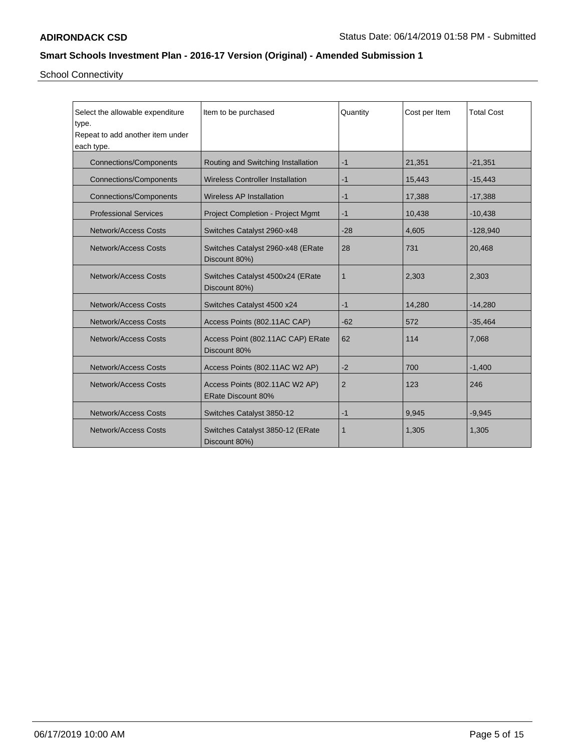School Connectivity

| Select the allowable expenditure type.<br>Repeat to add another item under each type. | Item to be purchased | Quantity | Cost per Item | Total Cost |
|---|---|---|---|---|
| Connections/Components | Routing and Switching Installation | -1 | 21,351 | -21,351 |
| Connections/Components | Wireless Controller Installation | -1 | 15,443 | -15,443 |
| Connections/Components | Wireless AP Installation | -1 | 17,388 | -17,388 |
| Professional Services | Project Completion - Project Mgmt | -1 | 10,438 | -10,438 |
| Network/Access Costs | Switches Catalyst 2960-x48 | -28 | 4,605 | -128,940 |
| Network/Access Costs | Switches Catalyst 2960-x48 (ERate Discount 80%) | 28 | 731 | 20,468 |
| Network/Access Costs | Switches Catalyst 4500x24 (ERate Discount 80%) | 1 | 2,303 | 2,303 |
| Network/Access Costs | Switches Catalyst 4500 x24 | -1 | 14,280 | -14,280 |
| Network/Access Costs | Access Points (802.11AC CAP) | -62 | 572 | -35,464 |
| Network/Access Costs | Access Point (802.11AC CAP) ERate Discount 80% | 62 | 114 | 7,068 |
| Network/Access Costs | Access Points (802.11AC W2 AP) | -2 | 700 | -1,400 |
| Network/Access Costs | Access Points (802.11AC W2 AP) ERate Discount 80% | 2 | 123 | 246 |
| Network/Access Costs | Switches Catalyst 3850-12 | -1 | 9,945 | -9,945 |
| Network/Access Costs | Switches Catalyst 3850-12 (ERate Discount 80%) | 1 | 1,305 | 1,305 |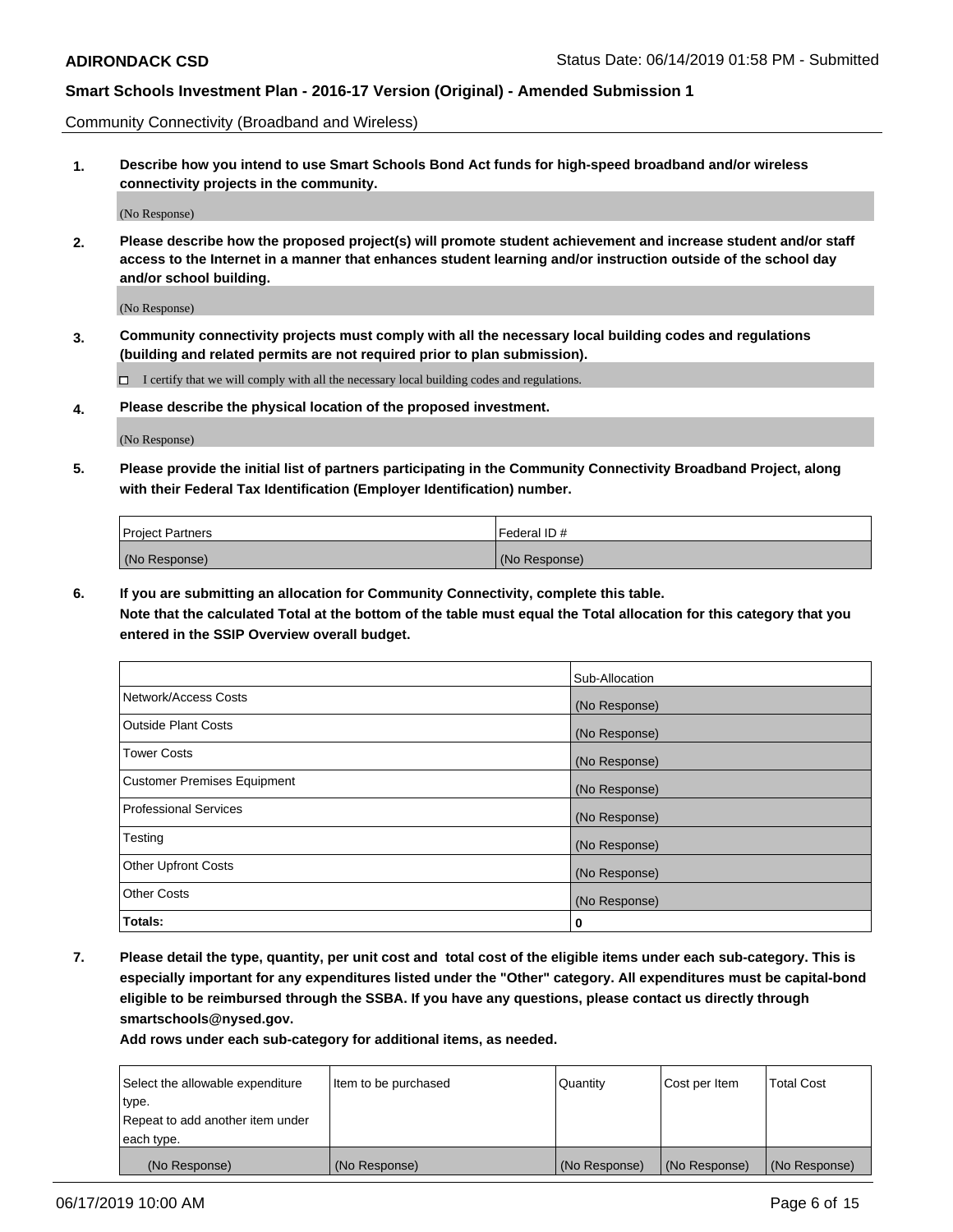Community Connectivity (Broadband and Wireless)

**1. Describe how you intend to use Smart Schools Bond Act funds for high-speed broadband and/or wireless connectivity projects in the community.**

(No Response)

**2. Please describe how the proposed project(s) will promote student achievement and increase student and/or staff access to the Internet in a manner that enhances student learning and/or instruction outside of the school day and/or school building.**

(No Response)

**3. Community connectivity projects must comply with all the necessary local building codes and regulations (building and related permits are not required prior to plan submission).**

☐ I certify that we will comply with all the necessary local building codes and regulations.

**4. Please describe the physical location of the proposed investment.**

(No Response)

**5. Please provide the initial list of partners participating in the Community Connectivity Broadband Project, along with their Federal Tax Identification (Employer Identification) number.**

| Project Partners | Federal ID # |
|---|---|
| (No Response) | (No Response) |

**6. If you are submitting an allocation for Community Connectivity, complete this table.**
**Note that the calculated Total at the bottom of the table must equal the Total allocation for this category that you entered in the SSIP Overview overall budget.**

| | Sub-Allocation |
|---|---|
| Network/Access Costs | (No Response) |
| Outside Plant Costs | (No Response) |
| Tower Costs | (No Response) |
| Customer Premises Equipment | (No Response) |
| Professional Services | (No Response) |
| Testing | (No Response) |
| Other Upfront Costs | (No Response) |
| Other Costs | (No Response) |
| **Totals:** | **0** |

**7. Please detail the type, quantity, per unit cost and total cost of the eligible items under each sub-category. This is especially important for any expenditures listed under the "Other" category. All expenditures must be capital-bond eligible to be reimbursed through the SSBA. If you have any questions, please contact us directly through smartschools@nysed.gov.**

**Add rows under each sub-category for additional items, as needed.**

| Select the allowable expenditure type. Repeat to add another item under each type. | Item to be purchased | Quantity | Cost per Item | Total Cost |
|---|---|---|---|---|
| (No Response) | (No Response) | (No Response) | (No Response) | (No Response) |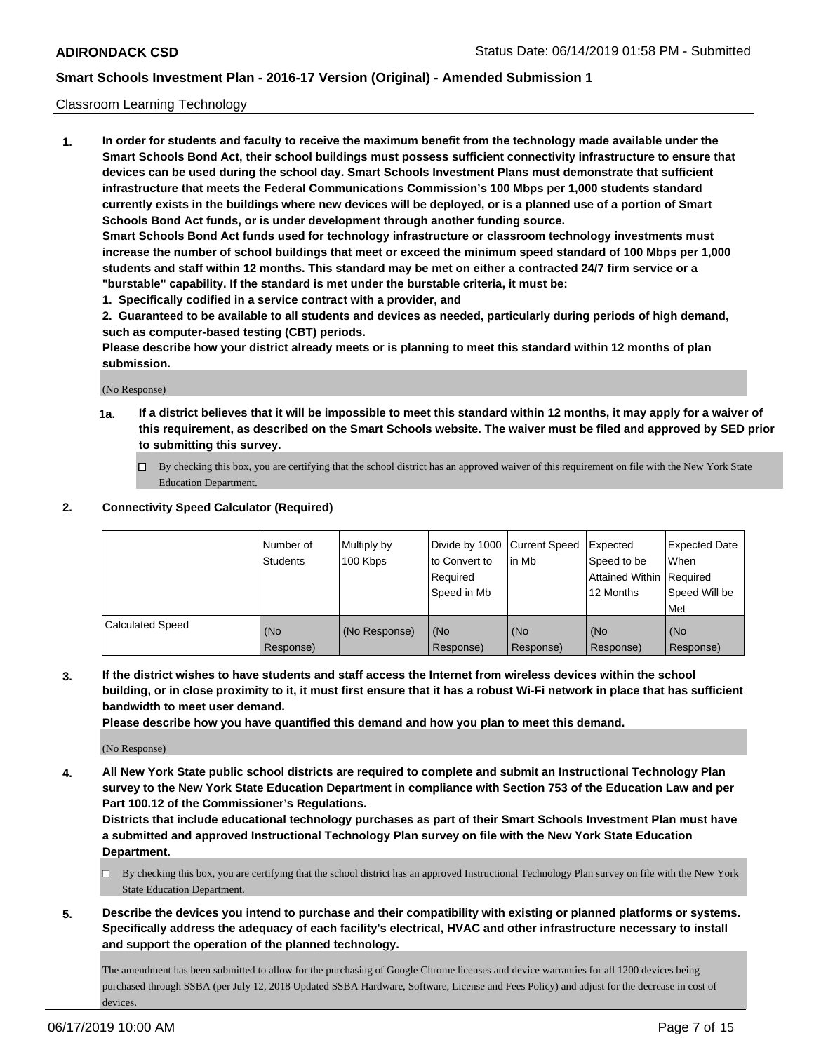Classroom Learning Technology

**1. In order for students and faculty to receive the maximum benefit from the technology made available under the Smart Schools Bond Act, their school buildings must possess sufficient connectivity infrastructure to ensure that devices can be used during the school day. Smart Schools Investment Plans must demonstrate that sufficient infrastructure that meets the Federal Communications Commission's 100 Mbps per 1,000 students standard currently exists in the buildings where new devices will be deployed, or is a planned use of a portion of Smart Schools Bond Act funds, or is under development through another funding source.**

**Smart Schools Bond Act funds used for technology infrastructure or classroom technology investments must increase the number of school buildings that meet or exceed the minimum speed standard of 100 Mbps per 1,000 students and staff within 12 months. This standard may be met on either a contracted 24/7 firm service or a "burstable" capability. If the standard is met under the burstable criteria, it must be:**

**1. Specifically codified in a service contract with a provider, and**

**2. Guaranteed to be available to all students and devices as needed, particularly during periods of high demand, such as computer-based testing (CBT) periods.**

**Please describe how your district already meets or is planning to meet this standard within 12 months of plan submission.**

(No Response)

**1a. If a district believes that it will be impossible to meet this standard within 12 months, it may apply for a waiver of this requirement, as described on the Smart Schools website. The waiver must be filed and approved by SED prior to submitting this survey.**

☐ By checking this box, you are certifying that the school district has an approved waiver of this requirement on file with the New York State Education Department.

**2. Connectivity Speed Calculator (Required)**

| | Number of Students | Multiply by 100 Kbps | Divide by 1000 to Convert to Required Speed in Mb | Current Speed in Mb | Expected Speed to be Attained Within 12 Months | Expected Date When Required Speed Will be Met |
|---|---|---|---|---|---|---|
| Calculated Speed | (No Response) | (No Response) | (No Response) | (No Response) | (No Response) | (No Response) |

**3. If the district wishes to have students and staff access the Internet from wireless devices within the school building, or in close proximity to it, it must first ensure that it has a robust Wi-Fi network in place that has sufficient bandwidth to meet user demand.**

**Please describe how you have quantified this demand and how you plan to meet this demand.**

(No Response)

**4. All New York State public school districts are required to complete and submit an Instructional Technology Plan survey to the New York State Education Department in compliance with Section 753 of the Education Law and per Part 100.12 of the Commissioner's Regulations.**

**Districts that include educational technology purchases as part of their Smart Schools Investment Plan must have a submitted and approved Instructional Technology Plan survey on file with the New York State Education Department.**

☐ By checking this box, you are certifying that the school district has an approved Instructional Technology Plan survey on file with the New York State Education Department.

**5. Describe the devices you intend to purchase and their compatibility with existing or planned platforms or systems. Specifically address the adequacy of each facility's electrical, HVAC and other infrastructure necessary to install and support the operation of the planned technology.**

The amendment has been submitted to allow for the purchasing of Google Chrome licenses and device warranties for all 1200 devices being purchased through SSBA (per July 12, 2018 Updated SSBA Hardware, Software, License and Fees Policy) and adjust for the decrease in cost of devices.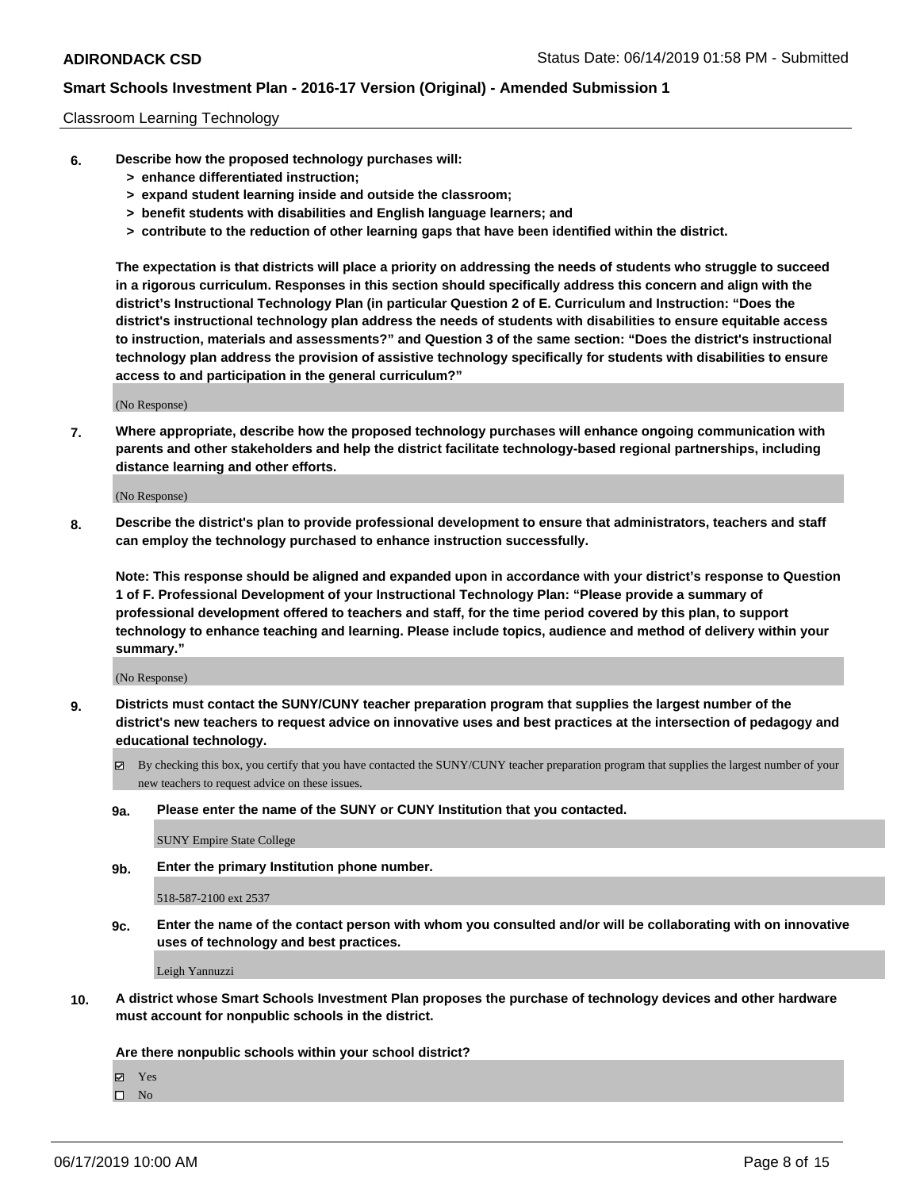Classroom Learning Technology

**6. Describe how the proposed technology purchases will:**
**> enhance differentiated instruction;**
**> expand student learning inside and outside the classroom;**
**> benefit students with disabilities and English language learners; and**
**> contribute to the reduction of other learning gaps that have been identified within the district.**

**The expectation is that districts will place a priority on addressing the needs of students who struggle to succeed in a rigorous curriculum. Responses in this section should specifically address this concern and align with the district's Instructional Technology Plan (in particular Question 2 of E. Curriculum and Instruction: "Does the district's instructional technology plan address the needs of students with disabilities to ensure equitable access to instruction, materials and assessments?" and Question 3 of the same section: "Does the district's instructional technology plan address the provision of assistive technology specifically for students with disabilities to ensure access to and participation in the general curriculum?"**

(No Response)

**7. Where appropriate, describe how the proposed technology purchases will enhance ongoing communication with parents and other stakeholders and help the district facilitate technology-based regional partnerships, including distance learning and other efforts.**

(No Response)

**8. Describe the district's plan to provide professional development to ensure that administrators, teachers and staff can employ the technology purchased to enhance instruction successfully.**

**Note: This response should be aligned and expanded upon in accordance with your district's response to Question 1 of F. Professional Development of your Instructional Technology Plan: "Please provide a summary of professional development offered to teachers and staff, for the time period covered by this plan, to support technology to enhance teaching and learning. Please include topics, audience and method of delivery within your summary."**

(No Response)

**9. Districts must contact the SUNY/CUNY teacher preparation program that supplies the largest number of the district's new teachers to request advice on innovative uses and best practices at the intersection of pedagogy and educational technology.**

☑ By checking this box, you certify that you have contacted the SUNY/CUNY teacher preparation program that supplies the largest number of your new teachers to request advice on these issues.

**9a. Please enter the name of the SUNY or CUNY Institution that you contacted.**

SUNY Empire State College

**9b. Enter the primary Institution phone number.**

518-587-2100 ext 2537

**9c. Enter the name of the contact person with whom you consulted and/or will be collaborating with on innovative uses of technology and best practices.**

Leigh Yannuzzi

**10. A district whose Smart Schools Investment Plan proposes the purchase of technology devices and other hardware must account for nonpublic schools in the district.**

**Are there nonpublic schools within your school district?**

☑ Yes
☐ No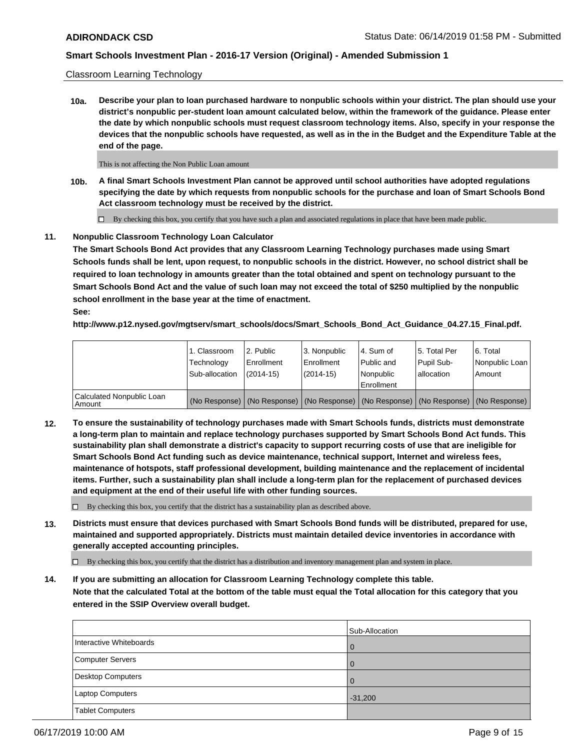Classroom Learning Technology

**10a.** **Describe your plan to loan purchased hardware to nonpublic schools within your district. The plan should use your district's nonpublic per-student loan amount calculated below, within the framework of the guidance. Please enter the date by which nonpublic schools must request classroom technology items. Also, specify in your response the devices that the nonpublic schools have requested, as well as in the in the Budget and the Expenditure Table at the end of the page.**

This is not affecting the Non Public Loan amount

**10b.** **A final Smart Schools Investment Plan cannot be approved until school authorities have adopted regulations specifying the date by which requests from nonpublic schools for the purchase and loan of Smart Schools Bond Act classroom technology must be received by the district.**

☐ By checking this box, you certify that you have such a plan and associated regulations in place that have been made public.

**11.** **Nonpublic Classroom Technology Loan Calculator**

**The Smart Schools Bond Act provides that any Classroom Learning Technology purchases made using Smart Schools funds shall be lent, upon request, to nonpublic schools in the district. However, no school district shall be required to loan technology in amounts greater than the total obtained and spent on technology pursuant to the Smart Schools Bond Act and the value of such loan may not exceed the total of $250 multiplied by the nonpublic school enrollment in the base year at the time of enactment.**

**See:**

**http://www.p12.nysed.gov/mgtserv/smart_schools/docs/Smart_Schools_Bond_Act_Guidance_04.27.15_Final.pdf.**

| | 1. Classroom Technology Sub-allocation | 2. Public Enrollment (2014-15) | 3. Nonpublic Enrollment (2014-15) | 4. Sum of Public and Nonpublic Enrollment | 5. Total Per Pupil Sub-allocation | 6. Total Nonpublic Loan Amount |
|---|---|---|---|---|---|---|
| Calculated Nonpublic Loan Amount | (No Response) | (No Response) | (No Response) | (No Response) | (No Response) | (No Response) |

**12.** **To ensure the sustainability of technology purchases made with Smart Schools funds, districts must demonstrate a long-term plan to maintain and replace technology purchases supported by Smart Schools Bond Act funds. This sustainability plan shall demonstrate a district's capacity to support recurring costs of use that are ineligible for Smart Schools Bond Act funding such as device maintenance, technical support, Internet and wireless fees, maintenance of hotspots, staff professional development, building maintenance and the replacement of incidental items. Further, such a sustainability plan shall include a long-term plan for the replacement of purchased devices and equipment at the end of their useful life with other funding sources.**

☐ By checking this box, you certify that the district has a sustainability plan as described above.

**13.** **Districts must ensure that devices purchased with Smart Schools Bond funds will be distributed, prepared for use, maintained and supported appropriately. Districts must maintain detailed device inventories in accordance with generally accepted accounting principles.**

☐ By checking this box, you certify that the district has a distribution and inventory management plan and system in place.

**14.** **If you are submitting an allocation for Classroom Learning Technology complete this table.**

**Note that the calculated Total at the bottom of the table must equal the Total allocation for this category that you entered in the SSIP Overview overall budget.**

| | Sub-Allocation |
|---|---|
| Interactive Whiteboards | 0 |
| Computer Servers | 0 |
| Desktop Computers | 0 |
| Laptop Computers | -31,200 |
| Tablet Computers | |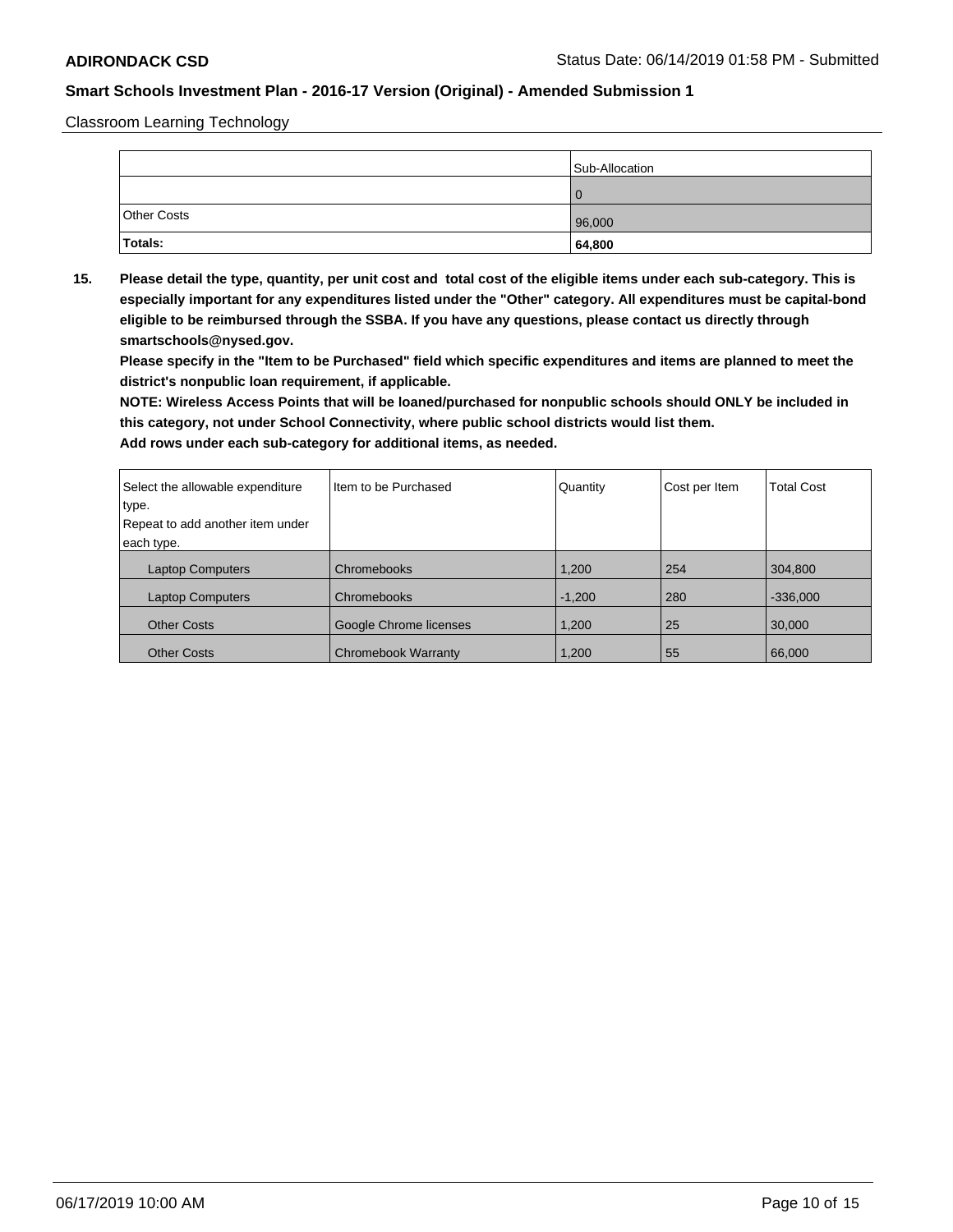Classroom Learning Technology

| | Sub-Allocation |
|---|---|
| | 0 |
| Other Costs | 96,000 |
| **Totals:** | **64,800** |

**15. Please detail the type, quantity, per unit cost and total cost of the eligible items under each sub-category. This is especially important for any expenditures listed under the "Other" category. All expenditures must be capital-bond eligible to be reimbursed through the SSBA. If you have any questions, please contact us directly through smartschools@nysed.gov.**

**Please specify in the "Item to be Purchased" field which specific expenditures and items are planned to meet the district's nonpublic loan requirement, if applicable.**

**NOTE: Wireless Access Points that will be loaned/purchased for nonpublic schools should ONLY be included in this category, not under School Connectivity, where public school districts would list them.**

**Add rows under each sub-category for additional items, as needed.**

| Select the allowable expenditure type. Repeat to add another item under each type. | Item to be Purchased | Quantity | Cost per Item | Total Cost |
|---|---|---|---|---|
| Laptop Computers | Chromebooks | 1,200 | 254 | 304,800 |
| Laptop Computers | Chromebooks | -1,200 | 280 | -336,000 |
| Other Costs | Google Chrome licenses | 1,200 | 25 | 30,000 |
| Other Costs | Chromebook Warranty | 1,200 | 55 | 66,000 |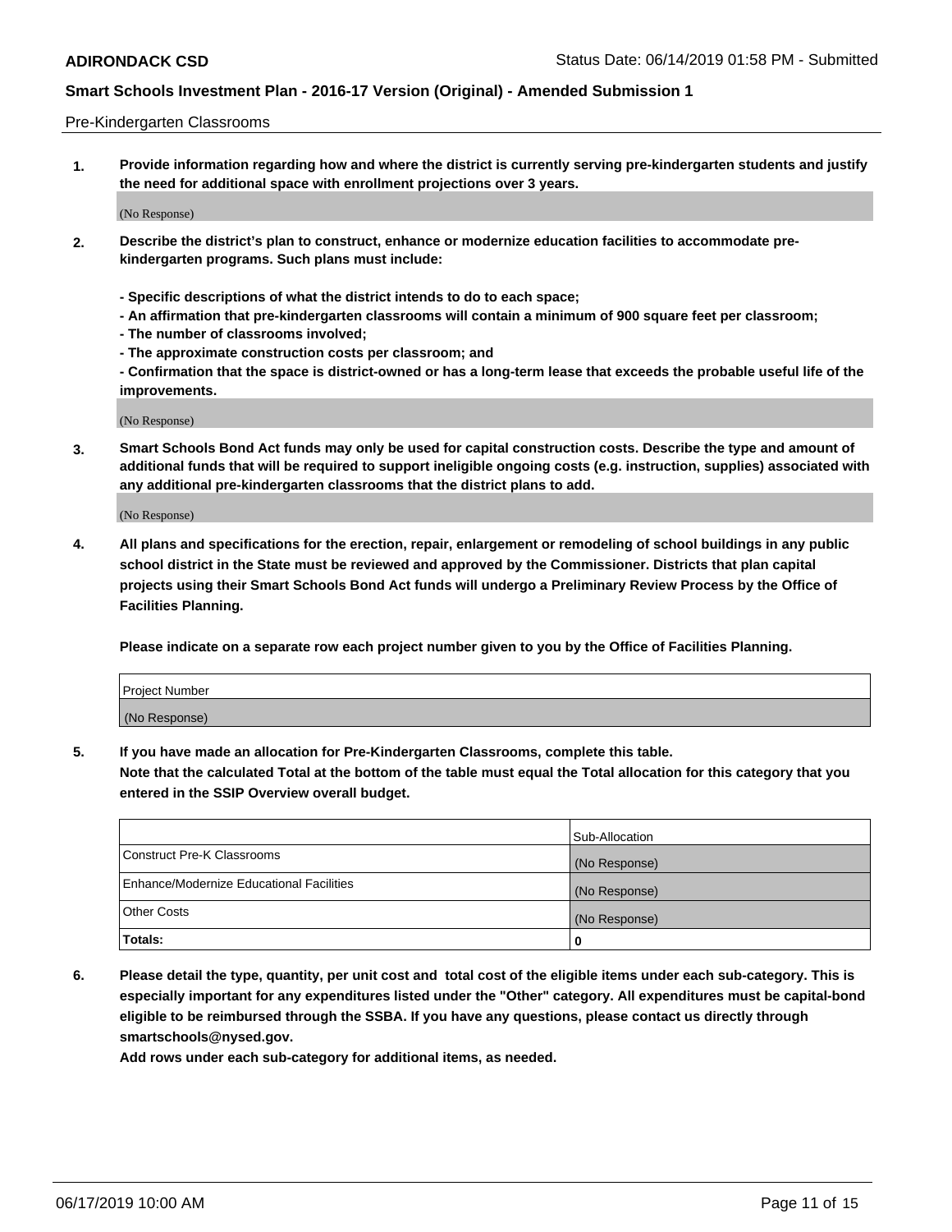Pre-Kindergarten Classrooms

**1. Provide information regarding how and where the district is currently serving pre-kindergarten students and justify the need for additional space with enrollment projections over 3 years.**

(No Response)

**2. Describe the district's plan to construct, enhance or modernize education facilities to accommodate pre-kindergarten programs. Such plans must include:**

**- Specific descriptions of what the district intends to do to each space;**
**- An affirmation that pre-kindergarten classrooms will contain a minimum of 900 square feet per classroom;**
**- The number of classrooms involved;**
**- The approximate construction costs per classroom; and**
**- Confirmation that the space is district-owned or has a long-term lease that exceeds the probable useful life of the improvements.**

(No Response)

**3. Smart Schools Bond Act funds may only be used for capital construction costs. Describe the type and amount of additional funds that will be required to support ineligible ongoing costs (e.g. instruction, supplies) associated with any additional pre-kindergarten classrooms that the district plans to add.**

(No Response)

**4. All plans and specifications for the erection, repair, enlargement or remodeling of school buildings in any public school district in the State must be reviewed and approved by the Commissioner. Districts that plan capital projects using their Smart Schools Bond Act funds will undergo a Preliminary Review Process by the Office of Facilities Planning.**

**Please indicate on a separate row each project number given to you by the Office of Facilities Planning.**

| Project Number |
|---|
| (No Response) |

**5. If you have made an allocation for Pre-Kindergarten Classrooms, complete this table.**
**Note that the calculated Total at the bottom of the table must equal the Total allocation for this category that you entered in the SSIP Overview overall budget.**

| | Sub-Allocation |
|---|---|
| Construct Pre-K Classrooms | (No Response) |
| Enhance/Modernize Educational Facilities | (No Response) |
| Other Costs | (No Response) |
| **Totals:** | **0** |

**6. Please detail the type, quantity, per unit cost and total cost of the eligible items under each sub-category. This is especially important for any expenditures listed under the "Other" category. All expenditures must be capital-bond eligible to be reimbursed through the SSBA. If you have any questions, please contact us directly through smartschools@nysed.gov.**
**Add rows under each sub-category for additional items, as needed.**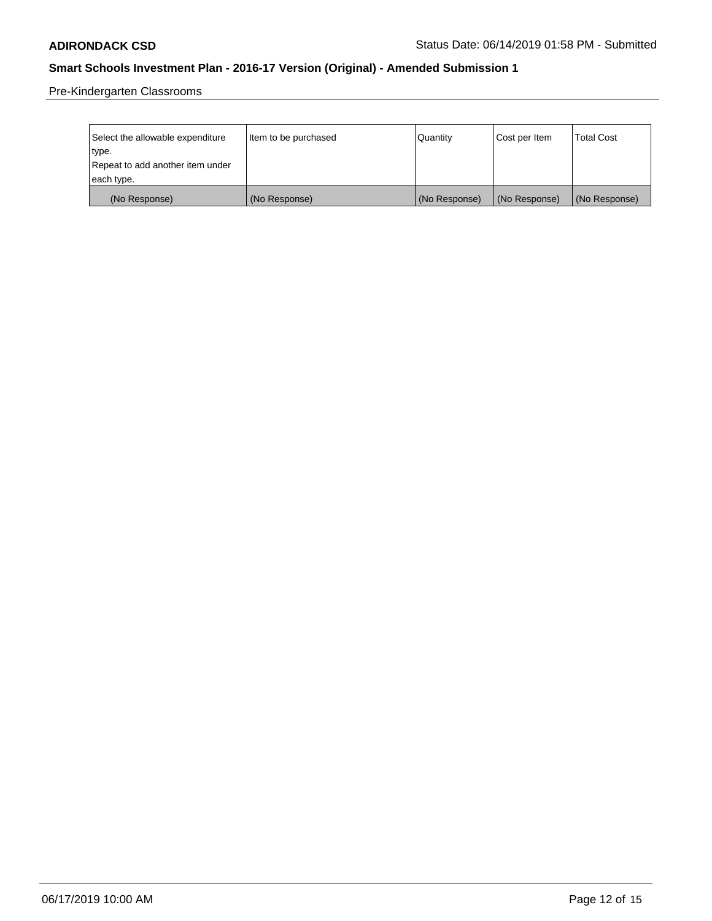Pre-Kindergarten Classrooms

| Select the allowable expenditure type. Repeat to add another item under each type. | Item to be purchased | Quantity | Cost per Item | Total Cost |
|---|---|---|---|---|
| (No Response) | (No Response) | (No Response) | (No Response) | (No Response) |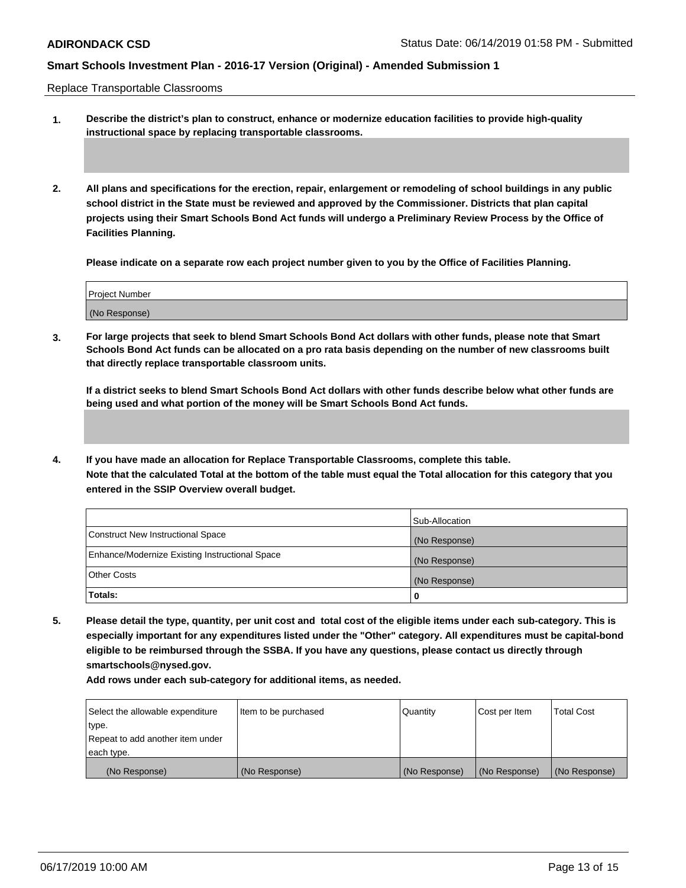Replace Transportable Classrooms

1. **Describe the district's plan to construct, enhance or modernize education facilities to provide high-quality instructional space by replacing transportable classrooms.**

2. **All plans and specifications for the erection, repair, enlargement or remodeling of school buildings in any public school district in the State must be reviewed and approved by the Commissioner. Districts that plan capital projects using their Smart Schools Bond Act funds will undergo a Preliminary Review Process by the Office of Facilities Planning.**

   **Please indicate on a separate row each project number given to you by the Office of Facilities Planning.**

| Project Number |
|---|
| (No Response) |

3. **For large projects that seek to blend Smart Schools Bond Act dollars with other funds, please note that Smart Schools Bond Act funds can be allocated on a pro rata basis depending on the number of new classrooms built that directly replace transportable classroom units.**

   **If a district seeks to blend Smart Schools Bond Act dollars with other funds describe below what other funds are being used and what portion of the money will be Smart Schools Bond Act funds.**

4. **If you have made an allocation for Replace Transportable Classrooms, complete this table. Note that the calculated Total at the bottom of the table must equal the Total allocation for this category that you entered in the SSIP Overview overall budget.**

| | Sub-Allocation |
|---|---|
| Construct New Instructional Space | (No Response) |
| Enhance/Modernize Existing Instructional Space | (No Response) |
| Other Costs | (No Response) |
| **Totals:** | 0 |

5. **Please detail the type, quantity, per unit cost and total cost of the eligible items under each sub-category. This is especially important for any expenditures listed under the "Other" category. All expenditures must be capital-bond eligible to be reimbursed through the SSBA. If you have any questions, please contact us directly through smartschools@nysed.gov.**

   **Add rows under each sub-category for additional items, as needed.**

| Select the allowable expenditure type. Repeat to add another item under each type. | Item to be purchased | Quantity | Cost per Item | Total Cost |
|---|---|---|---|---|
| (No Response) | (No Response) | (No Response) | (No Response) | (No Response) |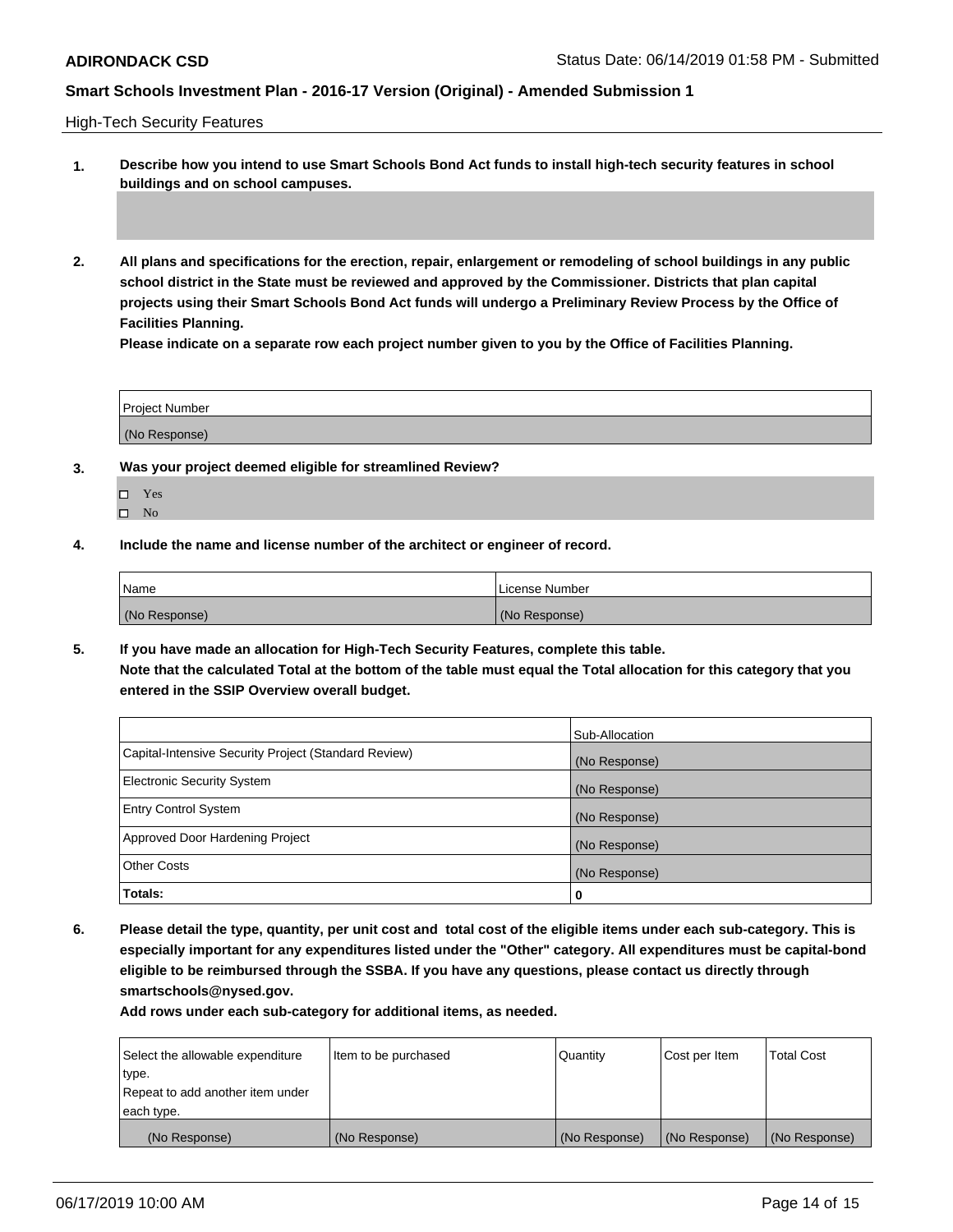**ADIRONDACK CSD** Status Date: 06/14/2019 01:58 PM - Submitted

**Smart Schools Investment Plan - 2016-17 Version (Original) - Amended Submission 1**

High-Tech Security Features

1. **Describe how you intend to use Smart Schools Bond Act funds to install high-tech security features in school buildings and on school campuses.**

2. **All plans and specifications for the erection, repair, enlargement or remodeling of school buildings in any public school district in the State must be reviewed and approved by the Commissioner. Districts that plan capital projects using their Smart Schools Bond Act funds will undergo a Preliminary Review Process by the Office of Facilities Planning.**
   **Please indicate on a separate row each project number given to you by the Office of Facilities Planning.**

| Project Number |
| --- |
| (No Response) |

3. **Was your project deemed eligible for streamlined Review?**
   - ☐ Yes
   - ☐ No

4. **Include the name and license number of the architect or engineer of record.**

| Name | License Number |
| --- | --- |
| (No Response) | (No Response) |

5. **If you have made an allocation for High-Tech Security Features, complete this table.**
   **Note that the calculated Total at the bottom of the table must equal the Total allocation for this category that you entered in the SSIP Overview overall budget.**

| | Sub-Allocation |
| --- | --- |
| Capital-Intensive Security Project (Standard Review) | (No Response) |
| Electronic Security System | (No Response) |
| Entry Control System | (No Response) |
| Approved Door Hardening Project | (No Response) |
| Other Costs | (No Response) |
| **Totals:** | 0 |

6. **Please detail the type, quantity, per unit cost and total cost of the eligible items under each sub-category. This is especially important for any expenditures listed under the "Other" category. All expenditures must be capital-bond eligible to be reimbursed through the SSBA. If you have any questions, please contact us directly through smartschools@nysed.gov.**
   **Add rows under each sub-category for additional items, as needed.**

| Select the allowable expenditure type. Repeat to add another item under each type. | Item to be purchased | Quantity | Cost per Item | Total Cost |
| --- | --- | --- | --- | --- |
| (No Response) | (No Response) | (No Response) | (No Response) | (No Response) |